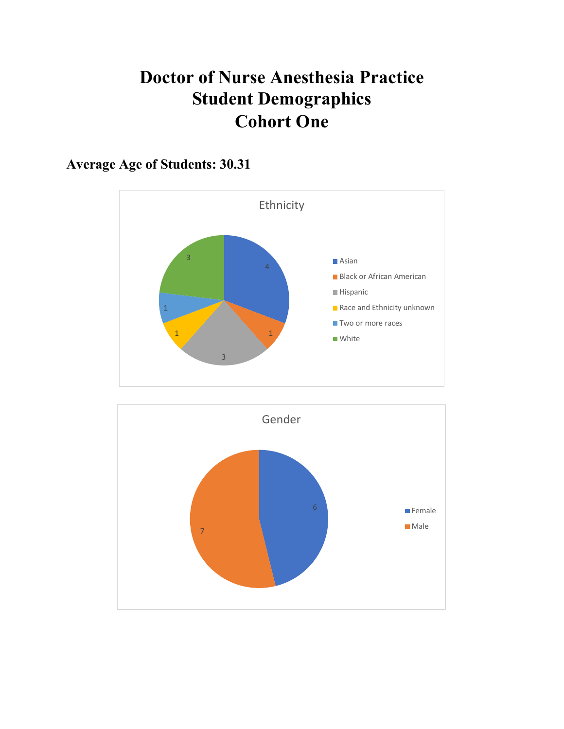# Doctor of Nurse Anesthesia Practice
# Student Demographics
# Cohort One

## Average Age of Students: 30.31

**Ethnicity**

| Ethnicity | Count |
| --- | --- |
| Asian | 4 |
| Black or African American | 1 |
| Hispanic | 3 |
| Race and Ethnicity unknown | 1 |
| Two or more races | 1 |
| White | 3 |

**Gender**

| Gender | Count |
| --- | --- |
| Female | 6 |
| Male | 7 |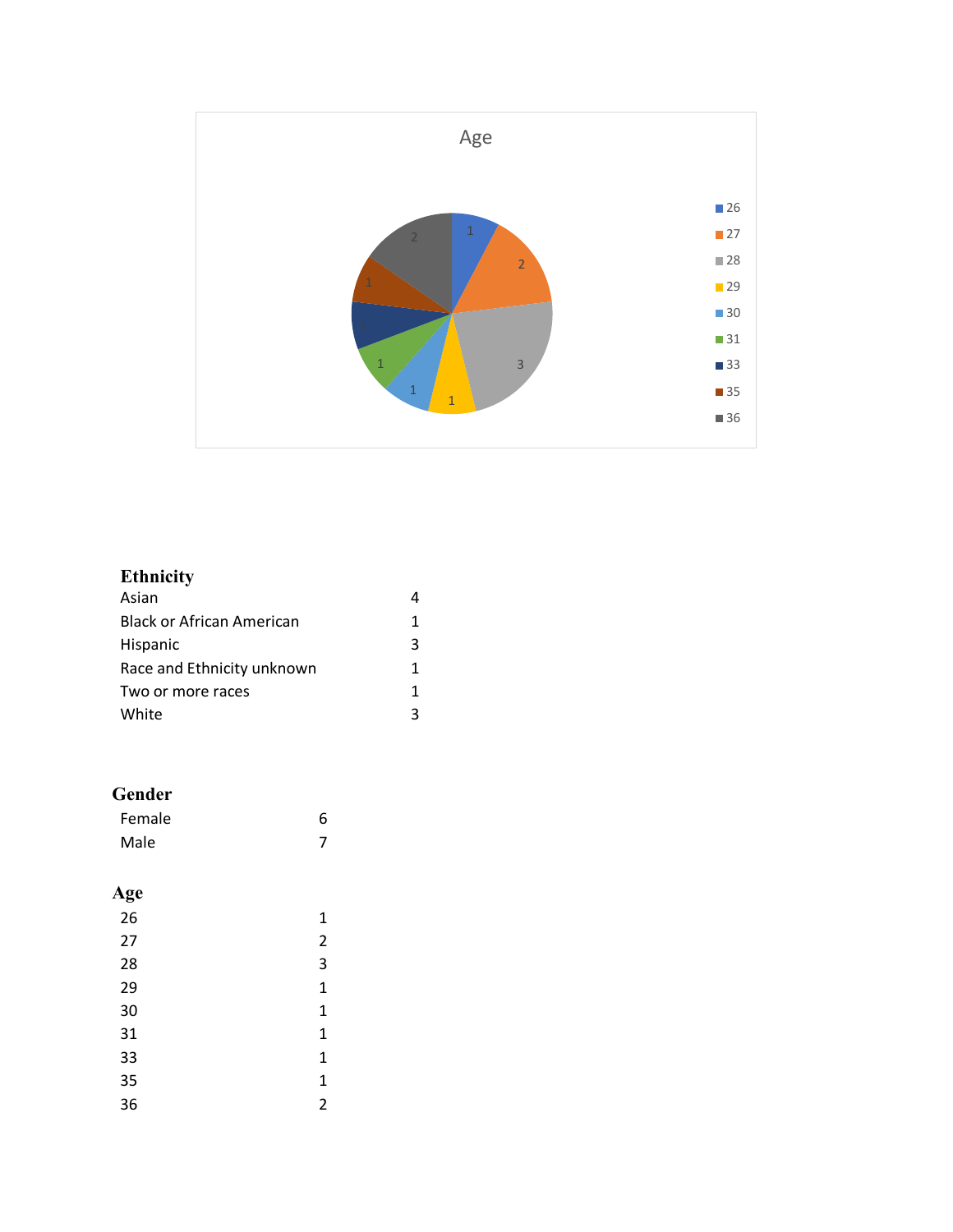Age

**Ethnicity**

| | |
|---|---|
| Asian | 4 |
| Black or African American | 1 |
| Hispanic | 3 |
| Race and Ethnicity unknown | 1 |
| Two or more races | 1 |
| White | 3 |

**Gender**

| | |
|---|---|
| Female | 6 |
| Male | 7 |

**Age**

| | |
|---|---|
| 26 | 1 |
| 27 | 2 |
| 28 | 3 |
| 29 | 1 |
| 30 | 1 |
| 31 | 1 |
| 33 | 1 |
| 35 | 1 |
| 36 | 2 |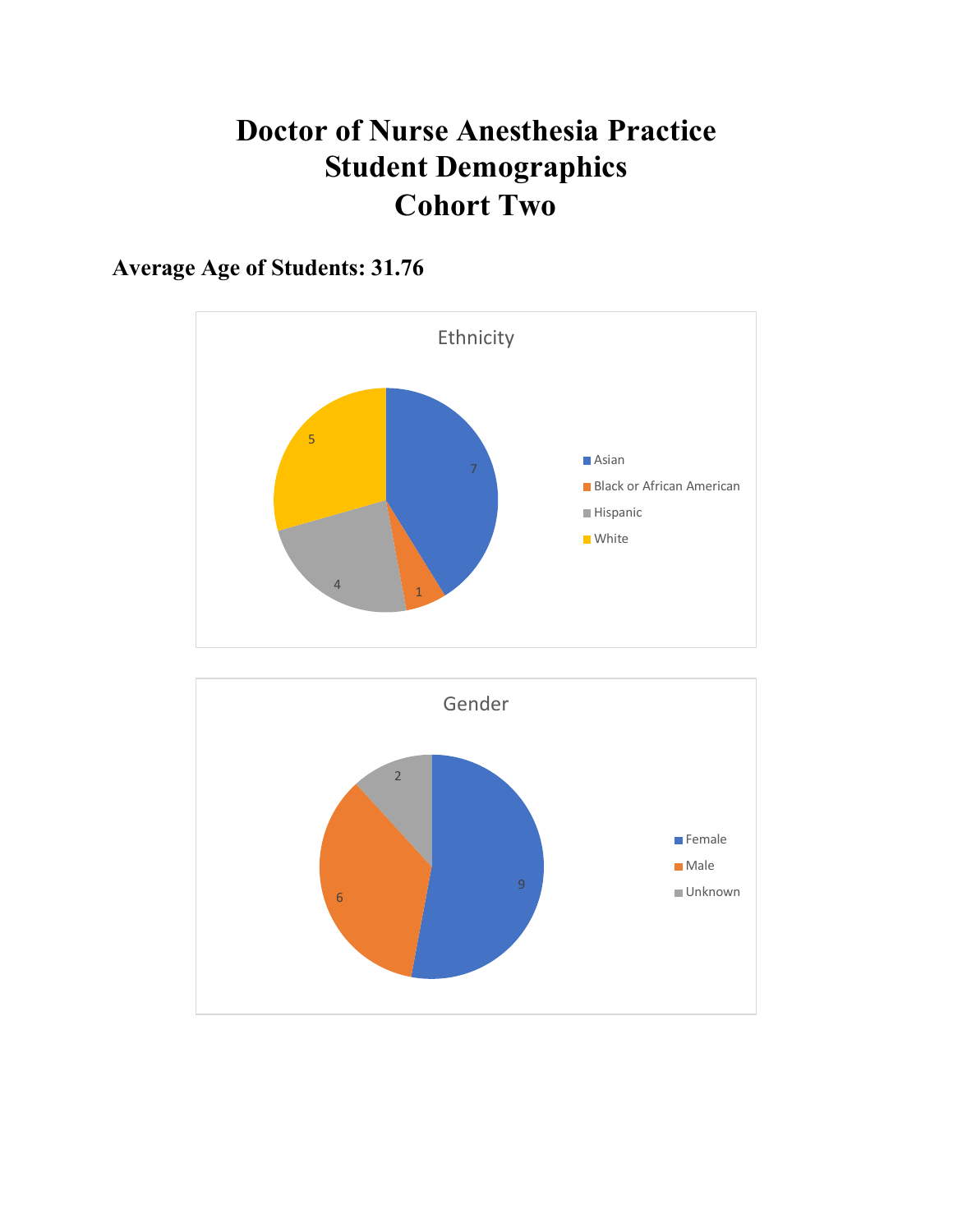# Doctor of Nurse Anesthesia Practice
# Student Demographics
# Cohort Two

**Average Age of Students: 31.76**

Ethnicity

| Ethnicity | Count |
|---|---|
| Asian | 7 |
| Black or African American | 1 |
| Hispanic | 4 |
| White | 5 |

Gender

| Gender | Count |
|---|---|
| Female | 9 |
| Male | 6 |
| Unknown | 2 |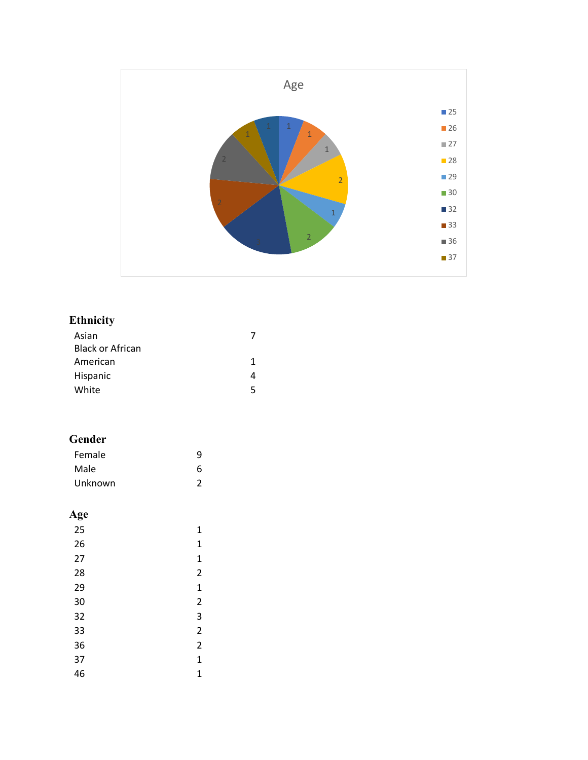Age

1
1
1
2
1
2
3
2
2
1
1

25
26
27
28
29
30
32
33
36
37

## Ethnicity

| | |
|---|---|
| Asian | 7 |
| Black or African American | 1 |
| Hispanic | 4 |
| White | 5 |

## Gender

| | |
|---|---|
| Female | 9 |
| Male | 6 |
| Unknown | 2 |

## Age

| | |
|---|---|
| 25 | 1 |
| 26 | 1 |
| 27 | 1 |
| 28 | 2 |
| 29 | 1 |
| 30 | 2 |
| 32 | 3 |
| 33 | 2 |
| 36 | 2 |
| 37 | 1 |
| 46 | 1 |